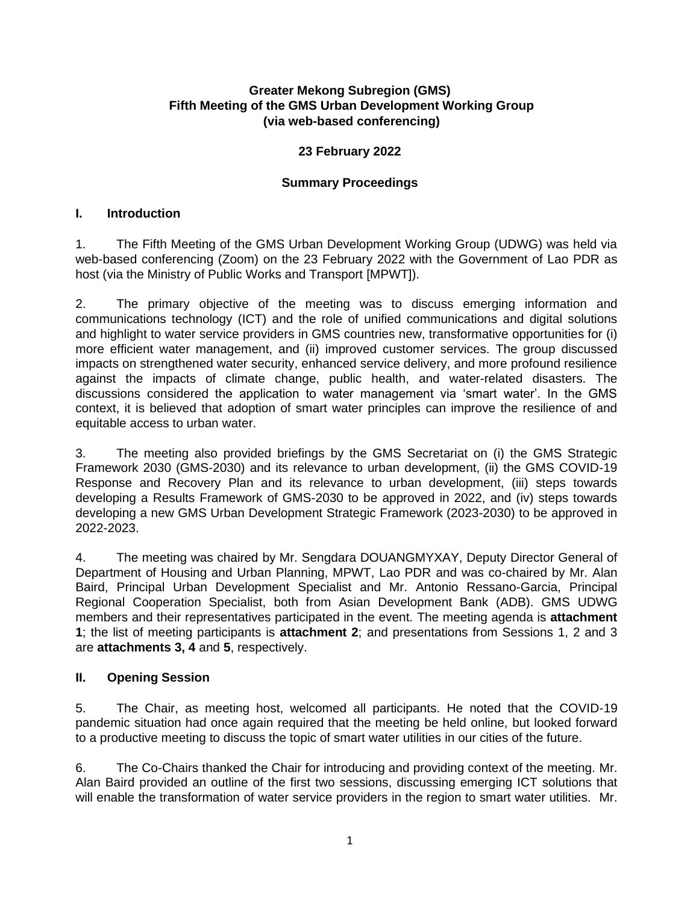**Greater Mekong Subregion (GMS)**
**Fifth Meeting of the GMS Urban Development Working Group**
**(via web-based conferencing)**

**23 February 2022**

**Summary Proceedings**

## I. Introduction

1. The Fifth Meeting of the GMS Urban Development Working Group (UDWG) was held via web-based conferencing (Zoom) on the 23 February 2022 with the Government of Lao PDR as host (via the Ministry of Public Works and Transport [MPWT]).

2. The primary objective of the meeting was to discuss emerging information and communications technology (ICT) and the role of unified communications and digital solutions and highlight to water service providers in GMS countries new, transformative opportunities for (i) more efficient water management, and (ii) improved customer services. The group discussed impacts on strengthened water security, enhanced service delivery, and more profound resilience against the impacts of climate change, public health, and water-related disasters. The discussions considered the application to water management via 'smart water'. In the GMS context, it is believed that adoption of smart water principles can improve the resilience of and equitable access to urban water.

3. The meeting also provided briefings by the GMS Secretariat on (i) the GMS Strategic Framework 2030 (GMS-2030) and its relevance to urban development, (ii) the GMS COVID-19 Response and Recovery Plan and its relevance to urban development, (iii) steps towards developing a Results Framework of GMS-2030 to be approved in 2022, and (iv) steps towards developing a new GMS Urban Development Strategic Framework (2023-2030) to be approved in 2022-2023.

4. The meeting was chaired by Mr. Sengdara DOUANGMYXAY, Deputy Director General of Department of Housing and Urban Planning, MPWT, Lao PDR and was co-chaired by Mr. Alan Baird, Principal Urban Development Specialist and Mr. Antonio Ressano-Garcia, Principal Regional Cooperation Specialist, both from Asian Development Bank (ADB). GMS UDWG members and their representatives participated in the event. The meeting agenda is **attachment 1**; the list of meeting participants is **attachment 2**; and presentations from Sessions 1, 2 and 3 are **attachments 3, 4** and **5**, respectively.

## II. Opening Session

5. The Chair, as meeting host, welcomed all participants. He noted that the COVID-19 pandemic situation had once again required that the meeting be held online, but looked forward to a productive meeting to discuss the topic of smart water utilities in our cities of the future.

6. The Co-Chairs thanked the Chair for introducing and providing context of the meeting. Mr. Alan Baird provided an outline of the first two sessions, discussing emerging ICT solutions that will enable the transformation of water service providers in the region to smart water utilities. Mr.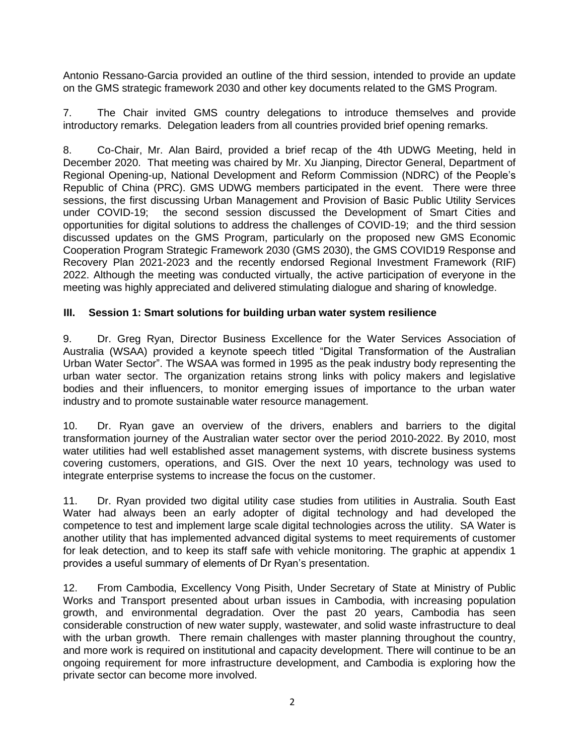Antonio Ressano-Garcia provided an outline of the third session, intended to provide an update on the GMS strategic framework 2030 and other key documents related to the GMS Program.

7. The Chair invited GMS country delegations to introduce themselves and provide introductory remarks. Delegation leaders from all countries provided brief opening remarks.

8. Co-Chair, Mr. Alan Baird, provided a brief recap of the 4th UDWG Meeting, held in December 2020. That meeting was chaired by Mr. Xu Jianping, Director General, Department of Regional Opening-up, National Development and Reform Commission (NDRC) of the People's Republic of China (PRC). GMS UDWG members participated in the event. There were three sessions, the first discussing Urban Management and Provision of Basic Public Utility Services under COVID-19; the second session discussed the Development of Smart Cities and opportunities for digital solutions to address the challenges of COVID-19; and the third session discussed updates on the GMS Program, particularly on the proposed new GMS Economic Cooperation Program Strategic Framework 2030 (GMS 2030), the GMS COVID19 Response and Recovery Plan 2021-2023 and the recently endorsed Regional Investment Framework (RIF) 2022. Although the meeting was conducted virtually, the active participation of everyone in the meeting was highly appreciated and delivered stimulating dialogue and sharing of knowledge.

### III. Session 1: Smart solutions for building urban water system resilience

9. Dr. Greg Ryan, Director Business Excellence for the Water Services Association of Australia (WSAA) provided a keynote speech titled "Digital Transformation of the Australian Urban Water Sector". The WSAA was formed in 1995 as the peak industry body representing the urban water sector. The organization retains strong links with policy makers and legislative bodies and their influencers, to monitor emerging issues of importance to the urban water industry and to promote sustainable water resource management.

10. Dr. Ryan gave an overview of the drivers, enablers and barriers to the digital transformation journey of the Australian water sector over the period 2010-2022. By 2010, most water utilities had well established asset management systems, with discrete business systems covering customers, operations, and GIS. Over the next 10 years, technology was used to integrate enterprise systems to increase the focus on the customer.

11. Dr. Ryan provided two digital utility case studies from utilities in Australia. South East Water had always been an early adopter of digital technology and had developed the competence to test and implement large scale digital technologies across the utility. SA Water is another utility that has implemented advanced digital systems to meet requirements of customer for leak detection, and to keep its staff safe with vehicle monitoring. The graphic at appendix 1 provides a useful summary of elements of Dr Ryan's presentation.

12. From Cambodia, Excellency Vong Pisith, Under Secretary of State at Ministry of Public Works and Transport presented about urban issues in Cambodia, with increasing population growth, and environmental degradation. Over the past 20 years, Cambodia has seen considerable construction of new water supply, wastewater, and solid waste infrastructure to deal with the urban growth. There remain challenges with master planning throughout the country, and more work is required on institutional and capacity development. There will continue to be an ongoing requirement for more infrastructure development, and Cambodia is exploring how the private sector can become more involved.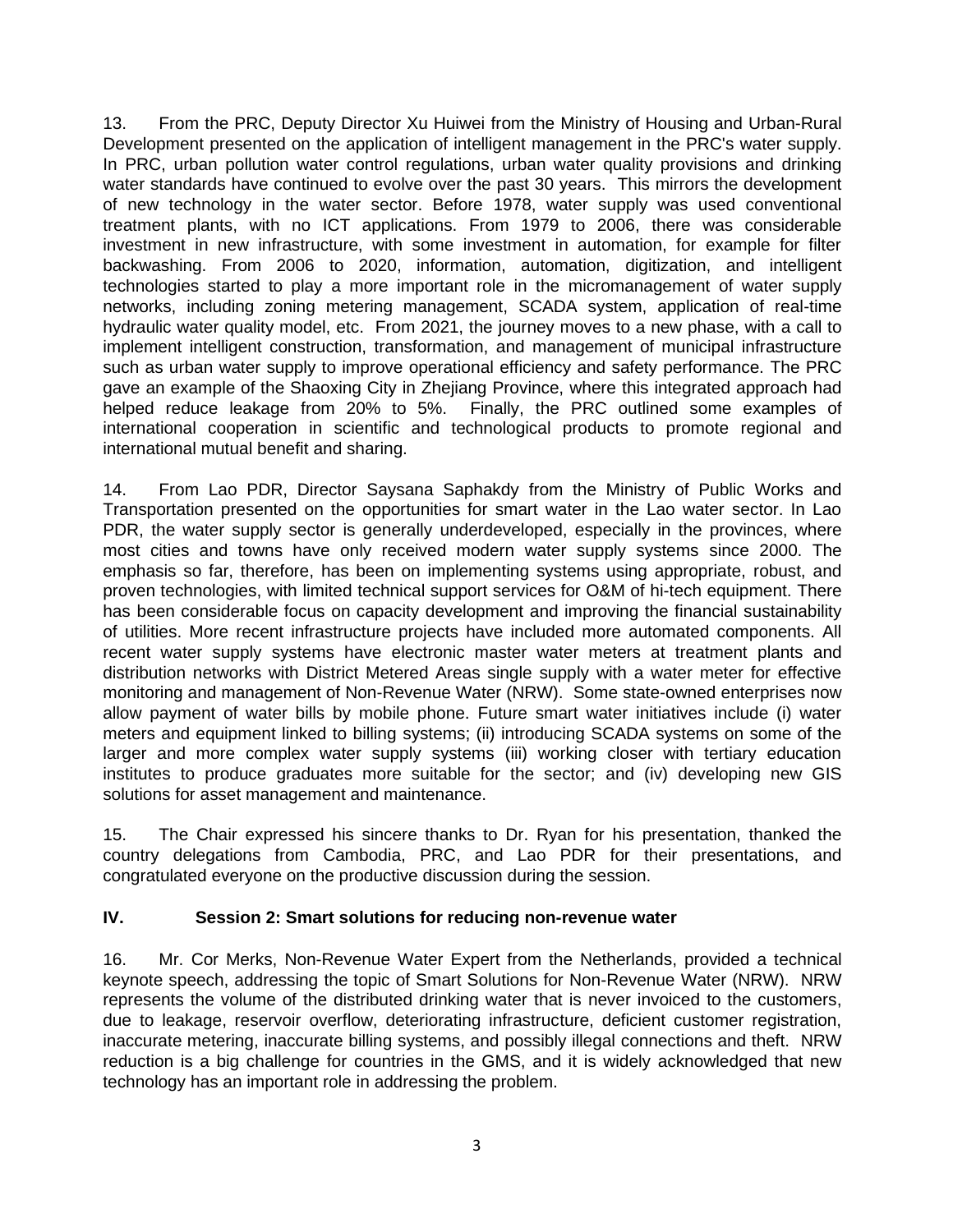13. From the PRC, Deputy Director Xu Huiwei from the Ministry of Housing and Urban-Rural Development presented on the application of intelligent management in the PRC's water supply. In PRC, urban pollution water control regulations, urban water quality provisions and drinking water standards have continued to evolve over the past 30 years. This mirrors the development of new technology in the water sector. Before 1978, water supply was used conventional treatment plants, with no ICT applications. From 1979 to 2006, there was considerable investment in new infrastructure, with some investment in automation, for example for filter backwashing. From 2006 to 2020, information, automation, digitization, and intelligent technologies started to play a more important role in the micromanagement of water supply networks, including zoning metering management, SCADA system, application of real-time hydraulic water quality model, etc. From 2021, the journey moves to a new phase, with a call to implement intelligent construction, transformation, and management of municipal infrastructure such as urban water supply to improve operational efficiency and safety performance. The PRC gave an example of the Shaoxing City in Zhejiang Province, where this integrated approach had helped reduce leakage from 20% to 5%. Finally, the PRC outlined some examples of international cooperation in scientific and technological products to promote regional and international mutual benefit and sharing.

14. From Lao PDR, Director Saysana Saphakdy from the Ministry of Public Works and Transportation presented on the opportunities for smart water in the Lao water sector. In Lao PDR, the water supply sector is generally underdeveloped, especially in the provinces, where most cities and towns have only received modern water supply systems since 2000. The emphasis so far, therefore, has been on implementing systems using appropriate, robust, and proven technologies, with limited technical support services for O&M of hi-tech equipment. There has been considerable focus on capacity development and improving the financial sustainability of utilities. More recent infrastructure projects have included more automated components. All recent water supply systems have electronic master water meters at treatment plants and distribution networks with District Metered Areas single supply with a water meter for effective monitoring and management of Non-Revenue Water (NRW). Some state-owned enterprises now allow payment of water bills by mobile phone. Future smart water initiatives include (i) water meters and equipment linked to billing systems; (ii) introducing SCADA systems on some of the larger and more complex water supply systems (iii) working closer with tertiary education institutes to produce graduates more suitable for the sector; and (iv) developing new GIS solutions for asset management and maintenance.

15. The Chair expressed his sincere thanks to Dr. Ryan for his presentation, thanked the country delegations from Cambodia, PRC, and Lao PDR for their presentations, and congratulated everyone on the productive discussion during the session.

## IV. Session 2: Smart solutions for reducing non-revenue water

16. Mr. Cor Merks, Non-Revenue Water Expert from the Netherlands, provided a technical keynote speech, addressing the topic of Smart Solutions for Non-Revenue Water (NRW). NRW represents the volume of the distributed drinking water that is never invoiced to the customers, due to leakage, reservoir overflow, deteriorating infrastructure, deficient customer registration, inaccurate metering, inaccurate billing systems, and possibly illegal connections and theft. NRW reduction is a big challenge for countries in the GMS, and it is widely acknowledged that new technology has an important role in addressing the problem.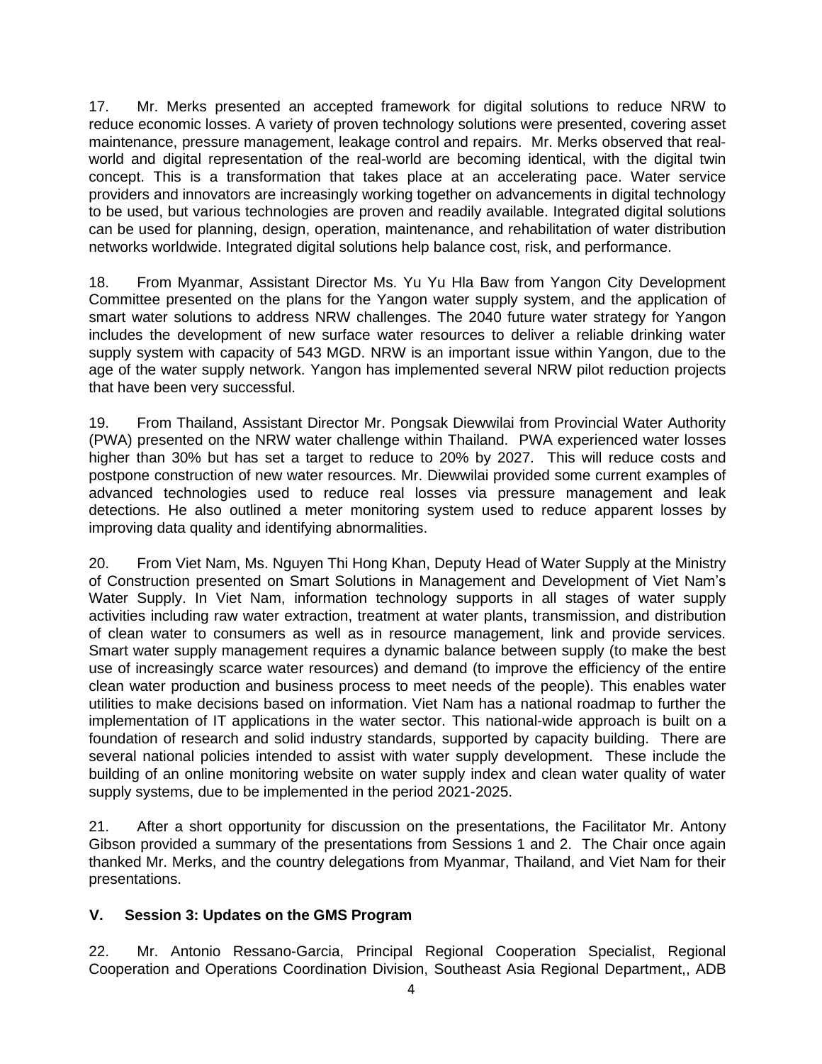17. Mr. Merks presented an accepted framework for digital solutions to reduce NRW to reduce economic losses. A variety of proven technology solutions were presented, covering asset maintenance, pressure management, leakage control and repairs. Mr. Merks observed that real-world and digital representation of the real-world are becoming identical, with the digital twin concept. This is a transformation that takes place at an accelerating pace. Water service providers and innovators are increasingly working together on advancements in digital technology to be used, but various technologies are proven and readily available. Integrated digital solutions can be used for planning, design, operation, maintenance, and rehabilitation of water distribution networks worldwide. Integrated digital solutions help balance cost, risk, and performance.

18. From Myanmar, Assistant Director Ms. Yu Yu Hla Baw from Yangon City Development Committee presented on the plans for the Yangon water supply system, and the application of smart water solutions to address NRW challenges. The 2040 future water strategy for Yangon includes the development of new surface water resources to deliver a reliable drinking water supply system with capacity of 543 MGD. NRW is an important issue within Yangon, due to the age of the water supply network. Yangon has implemented several NRW pilot reduction projects that have been very successful.

19. From Thailand, Assistant Director Mr. Pongsak Diewwilai from Provincial Water Authority (PWA) presented on the NRW water challenge within Thailand. PWA experienced water losses higher than 30% but has set a target to reduce to 20% by 2027. This will reduce costs and postpone construction of new water resources. Mr. Diewwilai provided some current examples of advanced technologies used to reduce real losses via pressure management and leak detections. He also outlined a meter monitoring system used to reduce apparent losses by improving data quality and identifying abnormalities.

20. From Viet Nam, Ms. Nguyen Thi Hong Khan, Deputy Head of Water Supply at the Ministry of Construction presented on Smart Solutions in Management and Development of Viet Nam's Water Supply. In Viet Nam, information technology supports in all stages of water supply activities including raw water extraction, treatment at water plants, transmission, and distribution of clean water to consumers as well as in resource management, link and provide services. Smart water supply management requires a dynamic balance between supply (to make the best use of increasingly scarce water resources) and demand (to improve the efficiency of the entire clean water production and business process to meet needs of the people). This enables water utilities to make decisions based on information. Viet Nam has a national roadmap to further the implementation of IT applications in the water sector. This national-wide approach is built on a foundation of research and solid industry standards, supported by capacity building. There are several national policies intended to assist with water supply development. These include the building of an online monitoring website on water supply index and clean water quality of water supply systems, due to be implemented in the period 2021-2025.

21. After a short opportunity for discussion on the presentations, the Facilitator Mr. Antony Gibson provided a summary of the presentations from Sessions 1 and 2. The Chair once again thanked Mr. Merks, and the country delegations from Myanmar, Thailand, and Viet Nam for their presentations.

## V. Session 3: Updates on the GMS Program

22. Mr. Antonio Ressano-Garcia, Principal Regional Cooperation Specialist, Regional Cooperation and Operations Coordination Division, Southeast Asia Regional Department,, ADB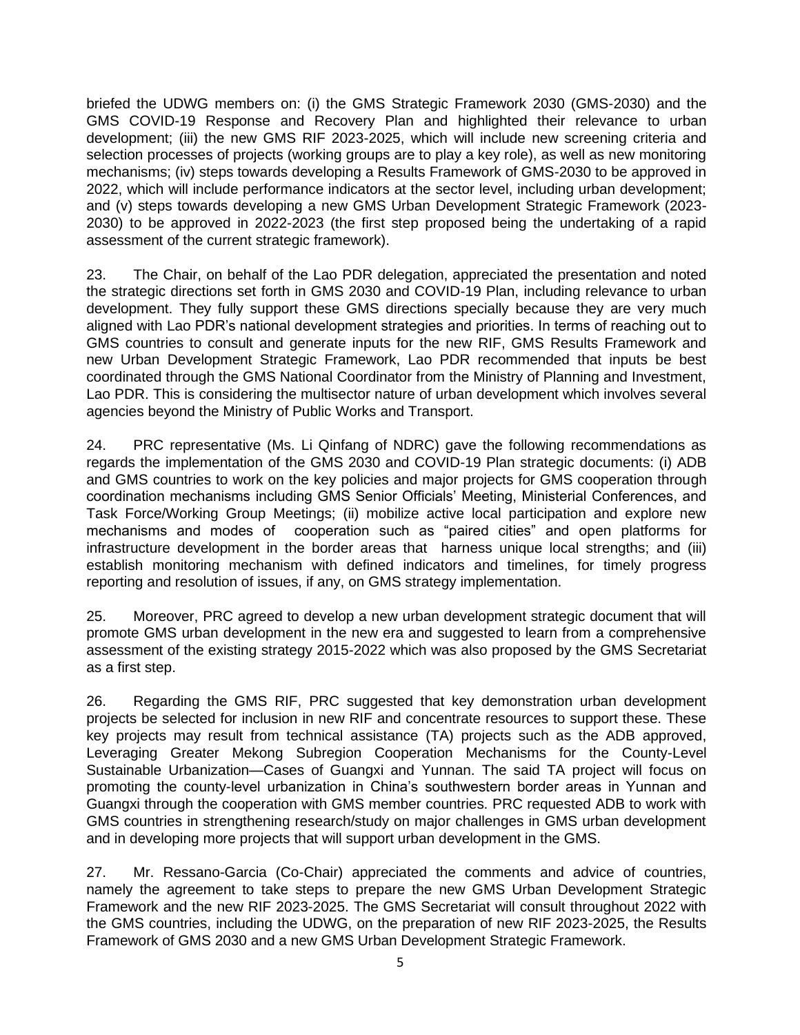briefed the UDWG members on: (i) the GMS Strategic Framework 2030 (GMS-2030) and the GMS COVID-19 Response and Recovery Plan and highlighted their relevance to urban development; (iii) the new GMS RIF 2023-2025, which will include new screening criteria and selection processes of projects (working groups are to play a key role), as well as new monitoring mechanisms; (iv) steps towards developing a Results Framework of GMS-2030 to be approved in 2022, which will include performance indicators at the sector level, including urban development; and (v) steps towards developing a new GMS Urban Development Strategic Framework (2023-2030) to be approved in 2022-2023 (the first step proposed being the undertaking of a rapid assessment of the current strategic framework).

23. The Chair, on behalf of the Lao PDR delegation, appreciated the presentation and noted the strategic directions set forth in GMS 2030 and COVID-19 Plan, including relevance to urban development. They fully support these GMS directions specially because they are very much aligned with Lao PDR's national development strategies and priorities. In terms of reaching out to GMS countries to consult and generate inputs for the new RIF, GMS Results Framework and new Urban Development Strategic Framework, Lao PDR recommended that inputs be best coordinated through the GMS National Coordinator from the Ministry of Planning and Investment, Lao PDR. This is considering the multisector nature of urban development which involves several agencies beyond the Ministry of Public Works and Transport.

24. PRC representative (Ms. Li Qinfang of NDRC) gave the following recommendations as regards the implementation of the GMS 2030 and COVID-19 Plan strategic documents: (i) ADB and GMS countries to work on the key policies and major projects for GMS cooperation through coordination mechanisms including GMS Senior Officials' Meeting, Ministerial Conferences, and Task Force/Working Group Meetings; (ii) mobilize active local participation and explore new mechanisms and modes of cooperation such as "paired cities" and open platforms for infrastructure development in the border areas that harness unique local strengths; and (iii) establish monitoring mechanism with defined indicators and timelines, for timely progress reporting and resolution of issues, if any, on GMS strategy implementation.

25. Moreover, PRC agreed to develop a new urban development strategic document that will promote GMS urban development in the new era and suggested to learn from a comprehensive assessment of the existing strategy 2015-2022 which was also proposed by the GMS Secretariat as a first step.

26. Regarding the GMS RIF, PRC suggested that key demonstration urban development projects be selected for inclusion in new RIF and concentrate resources to support these. These key projects may result from technical assistance (TA) projects such as the ADB approved, Leveraging Greater Mekong Subregion Cooperation Mechanisms for the County-Level Sustainable Urbanization—Cases of Guangxi and Yunnan. The said TA project will focus on promoting the county-level urbanization in China's southwestern border areas in Yunnan and Guangxi through the cooperation with GMS member countries. PRC requested ADB to work with GMS countries in strengthening research/study on major challenges in GMS urban development and in developing more projects that will support urban development in the GMS.

27. Mr. Ressano-Garcia (Co-Chair) appreciated the comments and advice of countries, namely the agreement to take steps to prepare the new GMS Urban Development Strategic Framework and the new RIF 2023-2025. The GMS Secretariat will consult throughout 2022 with the GMS countries, including the UDWG, on the preparation of new RIF 2023-2025, the Results Framework of GMS 2030 and a new GMS Urban Development Strategic Framework.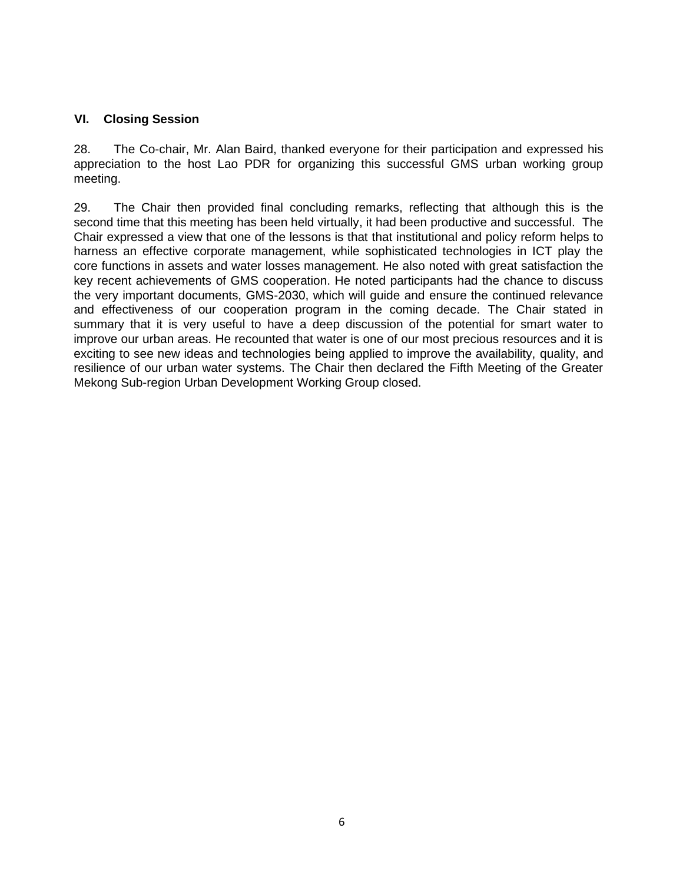## VI. Closing Session

28. The Co-chair, Mr. Alan Baird, thanked everyone for their participation and expressed his appreciation to the host Lao PDR for organizing this successful GMS urban working group meeting.

29. The Chair then provided final concluding remarks, reflecting that although this is the second time that this meeting has been held virtually, it had been productive and successful. The Chair expressed a view that one of the lessons is that that institutional and policy reform helps to harness an effective corporate management, while sophisticated technologies in ICT play the core functions in assets and water losses management. He also noted with great satisfaction the key recent achievements of GMS cooperation. He noted participants had the chance to discuss the very important documents, GMS-2030, which will guide and ensure the continued relevance and effectiveness of our cooperation program in the coming decade. The Chair stated in summary that it is very useful to have a deep discussion of the potential for smart water to improve our urban areas. He recounted that water is one of our most precious resources and it is exciting to see new ideas and technologies being applied to improve the availability, quality, and resilience of our urban water systems. The Chair then declared the Fifth Meeting of the Greater Mekong Sub-region Urban Development Working Group closed.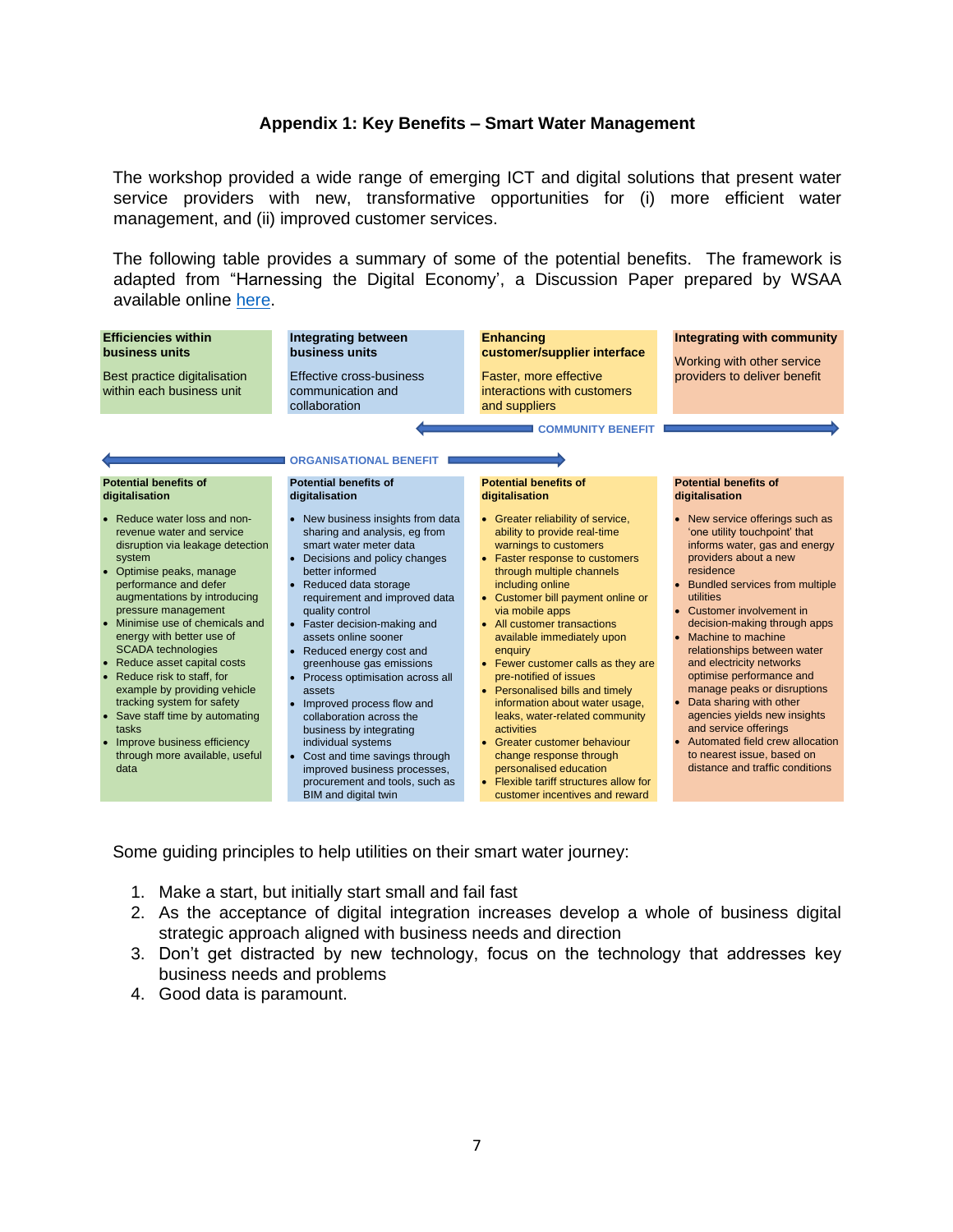**Appendix 1: Key Benefits – Smart Water Management**

The workshop provided a wide range of emerging ICT and digital solutions that present water service providers with new, transformative opportunities for (i) more efficient water management, and (ii) improved customer services.

The following table provides a summary of some of the potential benefits. The framework is adapted from "Harnessing the Digital Economy', a Discussion Paper prepared by WSAA available online here.

| **Efficiencies within business units**<br>Best practice digitalisation within each business unit | **Integrating between business units**<br>Effective cross-business communication and collaboration | **Enhancing customer/supplier interface**<br>Faster, more effective interactions with customers and suppliers | **Integrating with community**<br>Working with other service providers to deliver benefit |
|---|---|---|---|
| | | COMMUNITY BENEFIT | |
| ORGANISATIONAL BENEFIT | | | |
| **Potential benefits of digitalisation** | **Potential benefits of digitalisation** | **Potential benefits of digitalisation** | **Potential benefits of digitalisation** |
| • Reduce water loss and non-revenue water and service disruption via leakage detection system<br>• Optimise peaks, manage performance and defer augmentations by introducing pressure management<br>• Minimise use of chemicals and energy with better use of SCADA technologies<br>• Reduce asset capital costs<br>• Reduce risk to staff, for example by providing vehicle tracking system for safety<br>• Save staff time by automating tasks<br>• Improve business efficiency through more available, useful data | • New business insights from data sharing and analysis, eg from smart water meter data<br>• Decisions and policy changes better informed<br>• Reduced data storage requirement and improved data quality control<br>• Faster decision-making and assets online sooner<br>• Reduced energy cost and greenhouse gas emissions<br>• Process optimisation across all assets<br>• Improved process flow and collaboration across the business by integrating individual systems<br>• Cost and time savings through improved business processes, procurement and tools, such as BIM and digital twin | • Greater reliability of service, ability to provide real-time warnings to customers<br>• Faster response to customers through multiple channels including online<br>• Customer bill payment online or via mobile apps<br>• All customer transactions available immediately upon enquiry<br>• Fewer customer calls as they are pre-notified of issues<br>• Personalised bills and timely information about water usage, leaks, water-related community activities<br>• Greater customer behaviour change response through personalised education<br>• Flexible tariff structures allow for customer incentives and reward | • New service offerings such as 'one utility touchpoint' that informs water, gas and energy providers about a new residence<br>• Bundled services from multiple utilities<br>• Customer involvement in decision-making through apps<br>• Machine to machine relationships between water and electricity networks optimise performance and manage peaks or disruptions<br>• Data sharing with other agencies yields new insights and service offerings<br>• Automated field crew allocation to nearest issue, based on distance and traffic conditions |

Some guiding principles to help utilities on their smart water journey:

1. Make a start, but initially start small and fail fast
2. As the acceptance of digital integration increases develop a whole of business digital strategic approach aligned with business needs and direction
3. Don't get distracted by new technology, focus on the technology that addresses key business needs and problems
4. Good data is paramount.